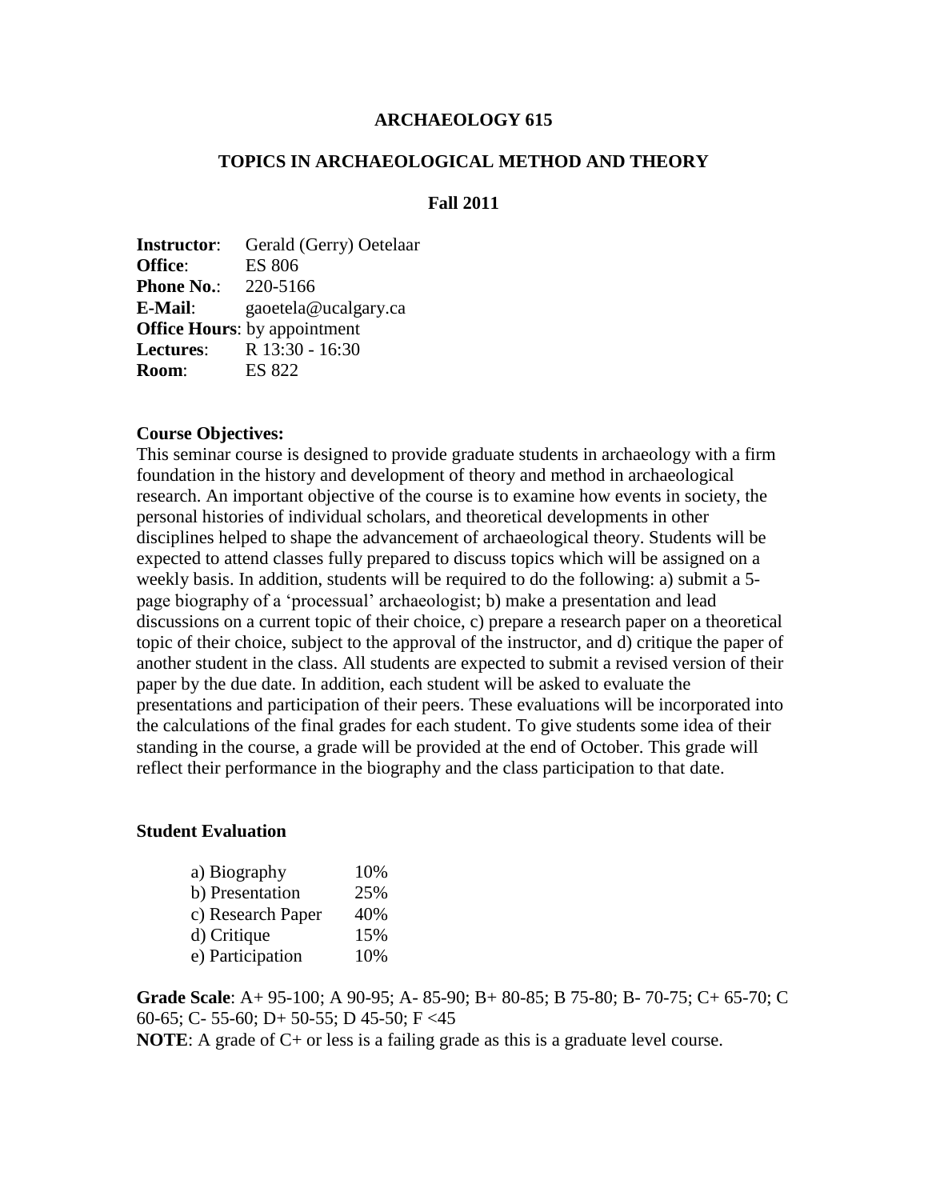# ARCHAEOLOGY 615

## TOPICS IN ARCHAEOLOGICAL METHOD AND THEORY

### Fall 2011

**Instructor**: Gerald (Gerry) Oetelaar
**Office**: ES 806
**Phone No.**: 220-5166
**E-Mail**: gaoetela@ucalgary.ca
**Office Hours**: by appointment
**Lectures**: R 13:30 - 16:30
**Room**: ES 822

**Course Objectives:**

This seminar course is designed to provide graduate students in archaeology with a firm foundation in the history and development of theory and method in archaeological research. An important objective of the course is to examine how events in society, the personal histories of individual scholars, and theoretical developments in other disciplines helped to shape the advancement of archaeological theory. Students will be expected to attend classes fully prepared to discuss topics which will be assigned on a weekly basis. In addition, students will be required to do the following: a) submit a 5-page biography of a 'processual' archaeologist; b) make a presentation and lead discussions on a current topic of their choice, c) prepare a research paper on a theoretical topic of their choice, subject to the approval of the instructor, and d) critique the paper of another student in the class. All students are expected to submit a revised version of their paper by the due date. In addition, each student will be asked to evaluate the presentations and participation of their peers. These evaluations will be incorporated into the calculations of the final grades for each student. To give students some idea of their standing in the course, a grade will be provided at the end of October. This grade will reflect their performance in the biography and the class participation to that date.

**Student Evaluation**

| | |
|---|---|
| a) Biography | 10% |
| b) Presentation | 25% |
| c) Research Paper | 40% |
| d) Critique | 15% |
| e) Participation | 10% |

**Grade Scale**: A+ 95-100; A 90-95; A- 85-90; B+ 80-85; B 75-80; B- 70-75; C+ 65-70; C 60-65; C- 55-60; D+ 50-55; D 45-50; F <45

**NOTE**: A grade of C+ or less is a failing grade as this is a graduate level course.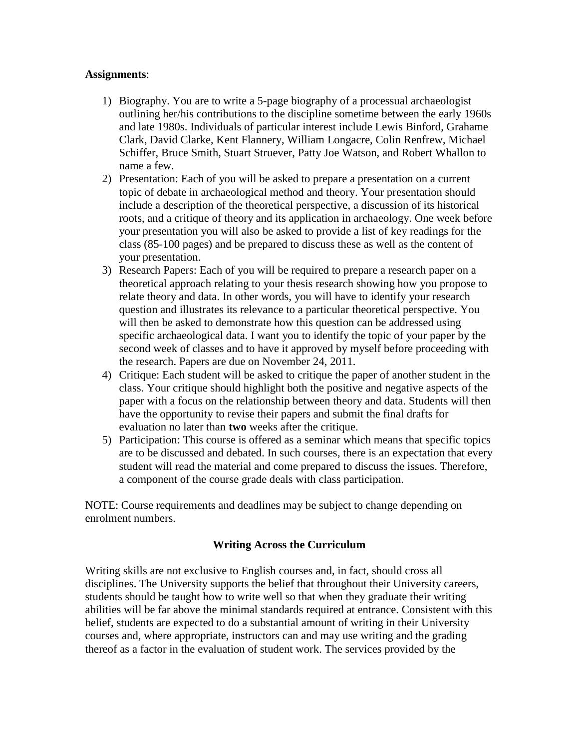**Assignments**:

1) Biography. You are to write a 5-page biography of a processual archaeologist outlining her/his contributions to the discipline sometime between the early 1960s and late 1980s. Individuals of particular interest include Lewis Binford, Grahame Clark, David Clarke, Kent Flannery, William Longacre, Colin Renfrew, Michael Schiffer, Bruce Smith, Stuart Struever, Patty Joe Watson, and Robert Whallon to name a few.
2) Presentation: Each of you will be asked to prepare a presentation on a current topic of debate in archaeological method and theory. Your presentation should include a description of the theoretical perspective, a discussion of its historical roots, and a critique of theory and its application in archaeology. One week before your presentation you will also be asked to provide a list of key readings for the class (85-100 pages) and be prepared to discuss these as well as the content of your presentation.
3) Research Papers: Each of you will be required to prepare a research paper on a theoretical approach relating to your thesis research showing how you propose to relate theory and data. In other words, you will have to identify your research question and illustrates its relevance to a particular theoretical perspective. You will then be asked to demonstrate how this question can be addressed using specific archaeological data. I want you to identify the topic of your paper by the second week of classes and to have it approved by myself before proceeding with the research. Papers are due on November 24, 2011.
4) Critique: Each student will be asked to critique the paper of another student in the class. Your critique should highlight both the positive and negative aspects of the paper with a focus on the relationship between theory and data. Students will then have the opportunity to revise their papers and submit the final drafts for evaluation no later than **two** weeks after the critique.
5) Participation: This course is offered as a seminar which means that specific topics are to be discussed and debated. In such courses, there is an expectation that every student will read the material and come prepared to discuss the issues. Therefore, a component of the course grade deals with class participation.

NOTE: Course requirements and deadlines may be subject to change depending on enrolment numbers.

### Writing Across the Curriculum

Writing skills are not exclusive to English courses and, in fact, should cross all disciplines. The University supports the belief that throughout their University careers, students should be taught how to write well so that when they graduate their writing abilities will be far above the minimal standards required at entrance. Consistent with this belief, students are expected to do a substantial amount of writing in their University courses and, where appropriate, instructors can and may use writing and the grading thereof as a factor in the evaluation of student work. The services provided by the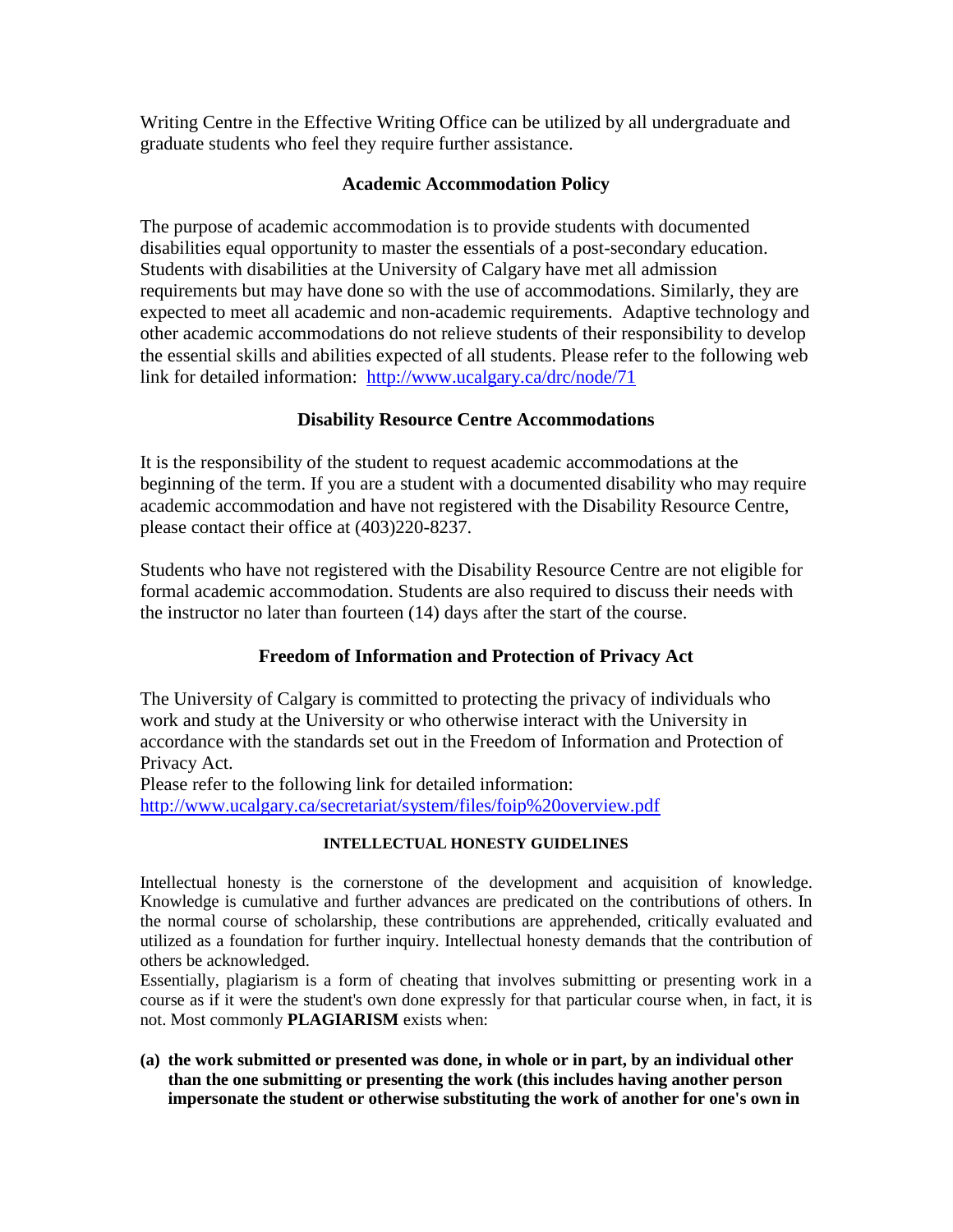Writing Centre in the Effective Writing Office can be utilized by all undergraduate and graduate students who feel they require further assistance.

## Academic Accommodation Policy

The purpose of academic accommodation is to provide students with documented disabilities equal opportunity to master the essentials of a post-secondary education. Students with disabilities at the University of Calgary have met all admission requirements but may have done so with the use of accommodations. Similarly, they are expected to meet all academic and non-academic requirements. Adaptive technology and other academic accommodations do not relieve students of their responsibility to develop the essential skills and abilities expected of all students. Please refer to the following web link for detailed information: http://www.ucalgary.ca/drc/node/71

## Disability Resource Centre Accommodations

It is the responsibility of the student to request academic accommodations at the beginning of the term. If you are a student with a documented disability who may require academic accommodation and have not registered with the Disability Resource Centre, please contact their office at (403)220-8237.

Students who have not registered with the Disability Resource Centre are not eligible for formal academic accommodation. Students are also required to discuss their needs with the instructor no later than fourteen (14) days after the start of the course.

## Freedom of Information and Protection of Privacy Act

The University of Calgary is committed to protecting the privacy of individuals who work and study at the University or who otherwise interact with the University in accordance with the standards set out in the Freedom of Information and Protection of Privacy Act.
Please refer to the following link for detailed information:
http://www.ucalgary.ca/secretariat/system/files/foip%20overview.pdf

## INTELLECTUAL HONESTY GUIDELINES

Intellectual honesty is the cornerstone of the development and acquisition of knowledge. Knowledge is cumulative and further advances are predicated on the contributions of others. In the normal course of scholarship, these contributions are apprehended, critically evaluated and utilized as a foundation for further inquiry. Intellectual honesty demands that the contribution of others be acknowledged.
Essentially, plagiarism is a form of cheating that involves submitting or presenting work in a course as if it were the student's own done expressly for that particular course when, in fact, it is not. Most commonly **PLAGIARISM** exists when:

**(a) the work submitted or presented was done, in whole or in part, by an individual other than the one submitting or presenting the work (this includes having another person impersonate the student or otherwise substituting the work of another for one's own in**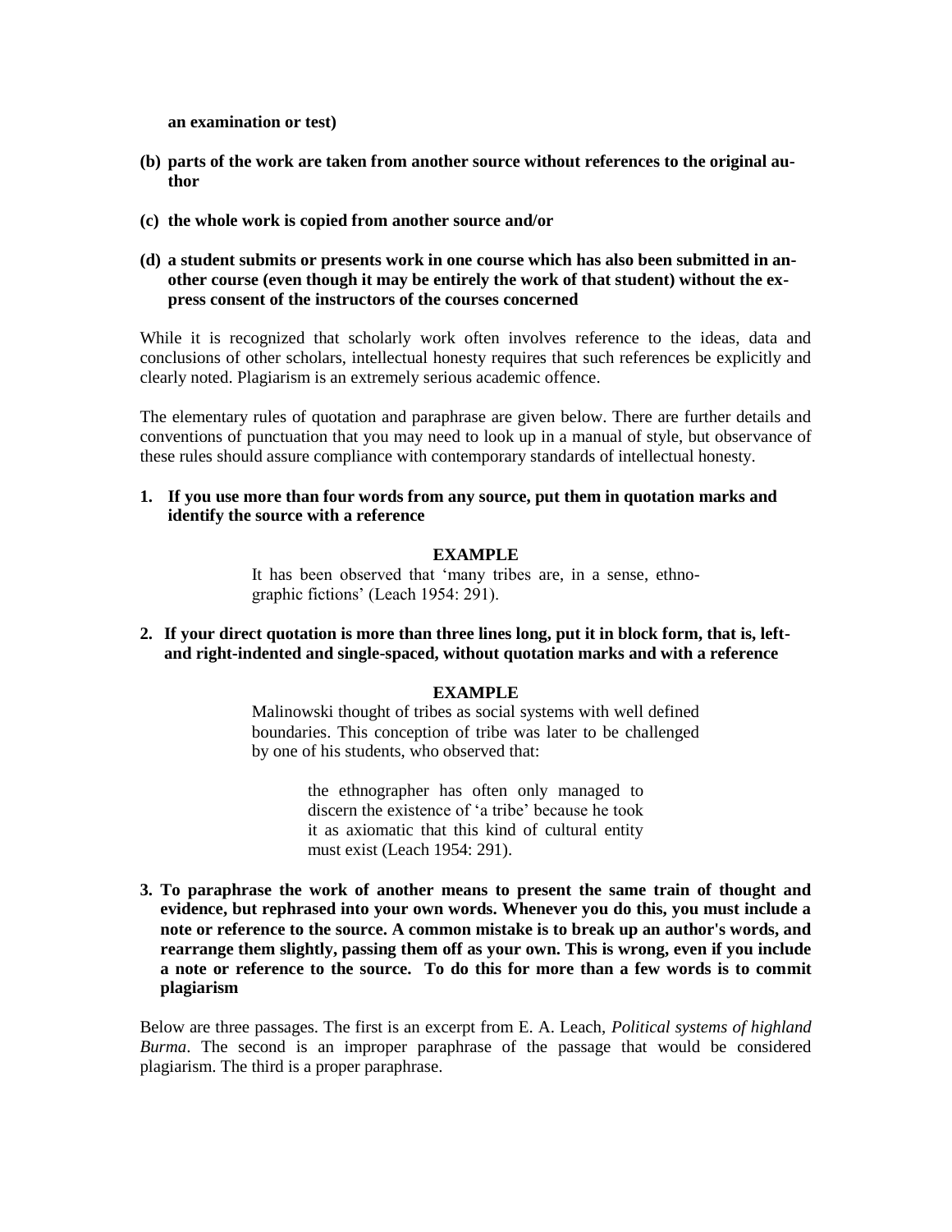**an examination or test)**

**(b) parts of the work are taken from another source without references to the original author**

**(c) the whole work is copied from another source and/or**

**(d) a student submits or presents work in one course which has also been submitted in another course (even though it may be entirely the work of that student) without the express consent of the instructors of the courses concerned**

While it is recognized that scholarly work often involves reference to the ideas, data and conclusions of other scholars, intellectual honesty requires that such references be explicitly and clearly noted. Plagiarism is an extremely serious academic offence.

The elementary rules of quotation and paraphrase are given below. There are further details and conventions of punctuation that you may need to look up in a manual of style, but observance of these rules should assure compliance with contemporary standards of intellectual honesty.

**1. If you use more than four words from any source, put them in quotation marks and identify the source with a reference**

**EXAMPLE**

> It has been observed that 'many tribes are, in a sense, ethnographic fictions' (Leach 1954: 291).

**2. If your direct quotation is more than three lines long, put it in block form, that is, left- and right-indented and single-spaced, without quotation marks and with a reference**

**EXAMPLE**

> Malinowski thought of tribes as social systems with well defined boundaries. This conception of tribe was later to be challenged by one of his students, who observed that:
>
> > the ethnographer has often only managed to discern the existence of 'a tribe' because he took it as axiomatic that this kind of cultural entity must exist (Leach 1954: 291).

**3. To paraphrase the work of another means to present the same train of thought and evidence, but rephrased into your own words. Whenever you do this, you must include a note or reference to the source. A common mistake is to break up an author's words, and rearrange them slightly, passing them off as your own. This is wrong, even if you include a note or reference to the source. To do this for more than a few words is to commit plagiarism**

Below are three passages. The first is an excerpt from E. A. Leach, *Political systems of highland Burma*. The second is an improper paraphrase of the passage that would be considered plagiarism. The third is a proper paraphrase.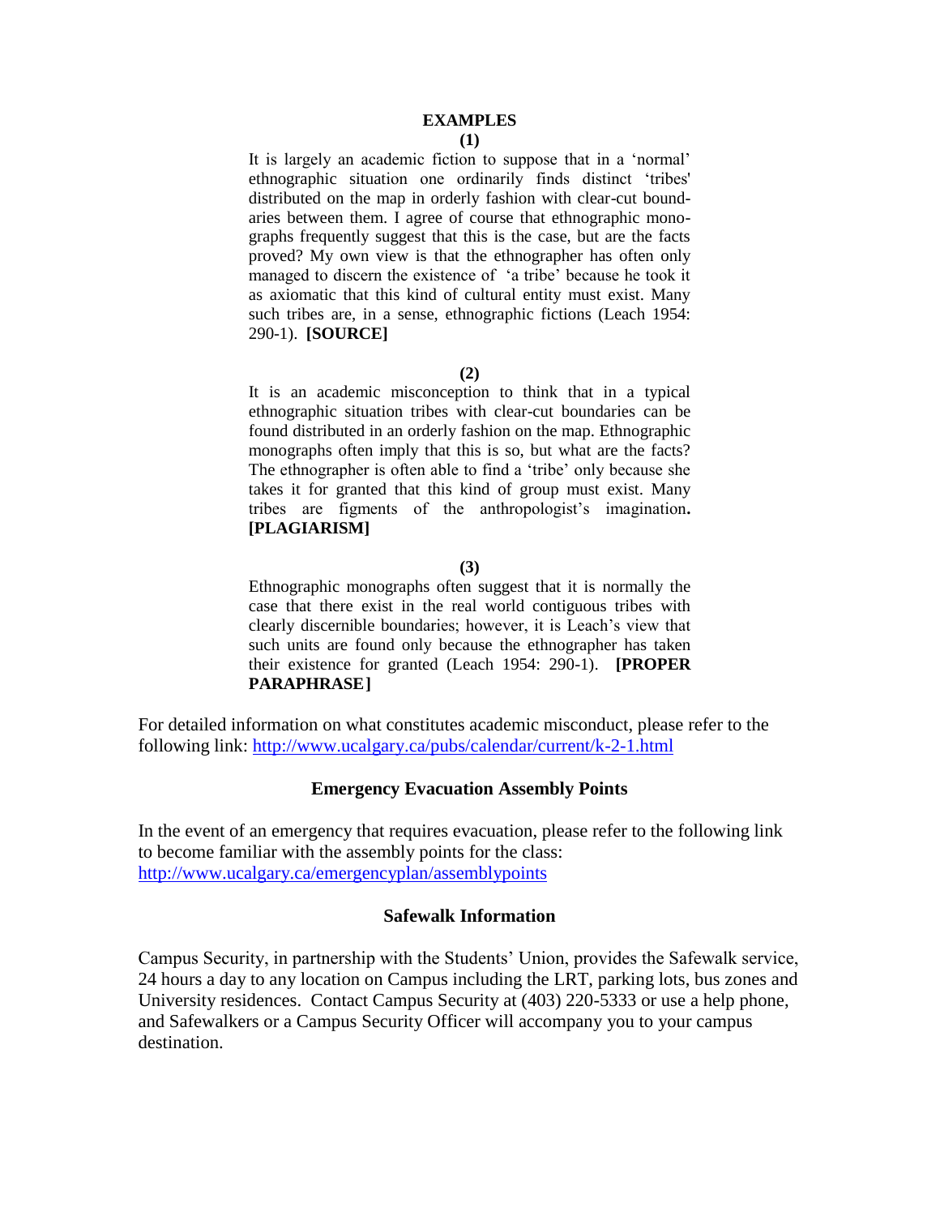**EXAMPLES**

**(1)**

It is largely an academic fiction to suppose that in a 'normal' ethnographic situation one ordinarily finds distinct 'tribes' distributed on the map in orderly fashion with clear-cut boundaries between them. I agree of course that ethnographic monographs frequently suggest that this is the case, but are the facts proved? My own view is that the ethnographer has often only managed to discern the existence of 'a tribe' because he took it as axiomatic that this kind of cultural entity must exist. Many such tribes are, in a sense, ethnographic fictions (Leach 1954: 290-1). **[SOURCE]**

**(2)**

It is an academic misconception to think that in a typical ethnographic situation tribes with clear-cut boundaries can be found distributed in an orderly fashion on the map. Ethnographic monographs often imply that this is so, but what are the facts? The ethnographer is often able to find a 'tribe' only because she takes it for granted that this kind of group must exist. Many tribes are figments of the anthropologist's imagination**.** **[PLAGIARISM]**

**(3)**

Ethnographic monographs often suggest that it is normally the case that there exist in the real world contiguous tribes with clearly discernible boundaries; however, it is Leach's view that such units are found only because the ethnographer has taken their existence for granted (Leach 1954: 290-1). **[PROPER PARAPHRASE]**

For detailed information on what constitutes academic misconduct, please refer to the following link: http://www.ucalgary.ca/pubs/calendar/current/k-2-1.html

## Emergency Evacuation Assembly Points

In the event of an emergency that requires evacuation, please refer to the following link to become familiar with the assembly points for the class: http://www.ucalgary.ca/emergencyplan/assemblypoints

## Safewalk Information

Campus Security, in partnership with the Students' Union, provides the Safewalk service, 24 hours a day to any location on Campus including the LRT, parking lots, bus zones and University residences. Contact Campus Security at (403) 220-5333 or use a help phone, and Safewalkers or a Campus Security Officer will accompany you to your campus destination.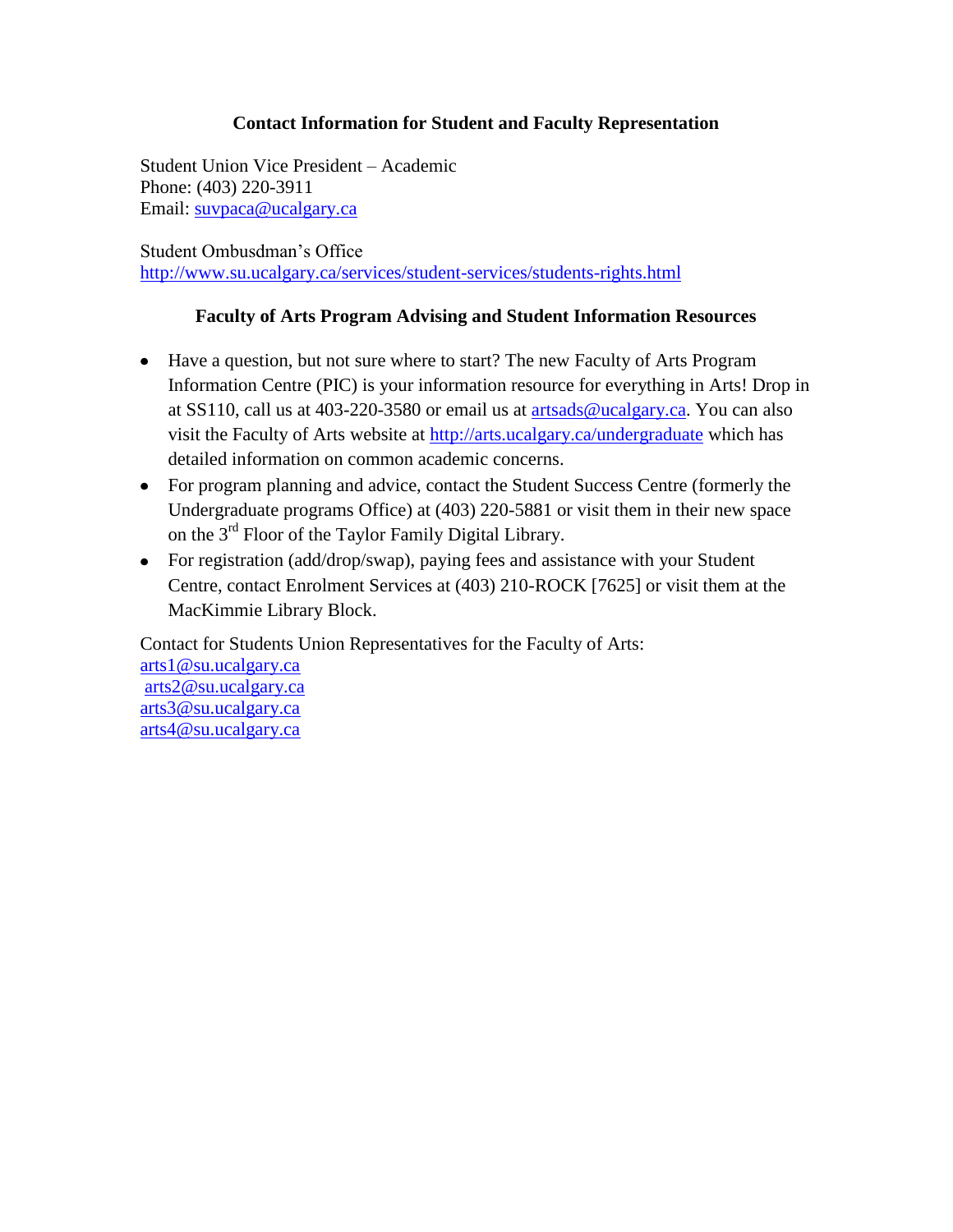## Contact Information for Student and Faculty Representation

Student Union Vice President – Academic
Phone: (403) 220-3911
Email: suvpaca@ucalgary.ca

Student Ombusdman's Office
http://www.su.ucalgary.ca/services/student-services/students-rights.html

## Faculty of Arts Program Advising and Student Information Resources

- Have a question, but not sure where to start? The new Faculty of Arts Program Information Centre (PIC) is your information resource for everything in Arts! Drop in at SS110, call us at 403-220-3580 or email us at artsads@ucalgary.ca. You can also visit the Faculty of Arts website at http://arts.ucalgary.ca/undergraduate which has detailed information on common academic concerns.
- For program planning and advice, contact the Student Success Centre (formerly the Undergraduate programs Office) at (403) 220-5881 or visit them in their new space on the 3rd Floor of the Taylor Family Digital Library.
- For registration (add/drop/swap), paying fees and assistance with your Student Centre, contact Enrolment Services at (403) 210-ROCK [7625] or visit them at the MacKimmie Library Block.

Contact for Students Union Representatives for the Faculty of Arts:
arts1@su.ucalgary.ca
arts2@su.ucalgary.ca
arts3@su.ucalgary.ca
arts4@su.ucalgary.ca